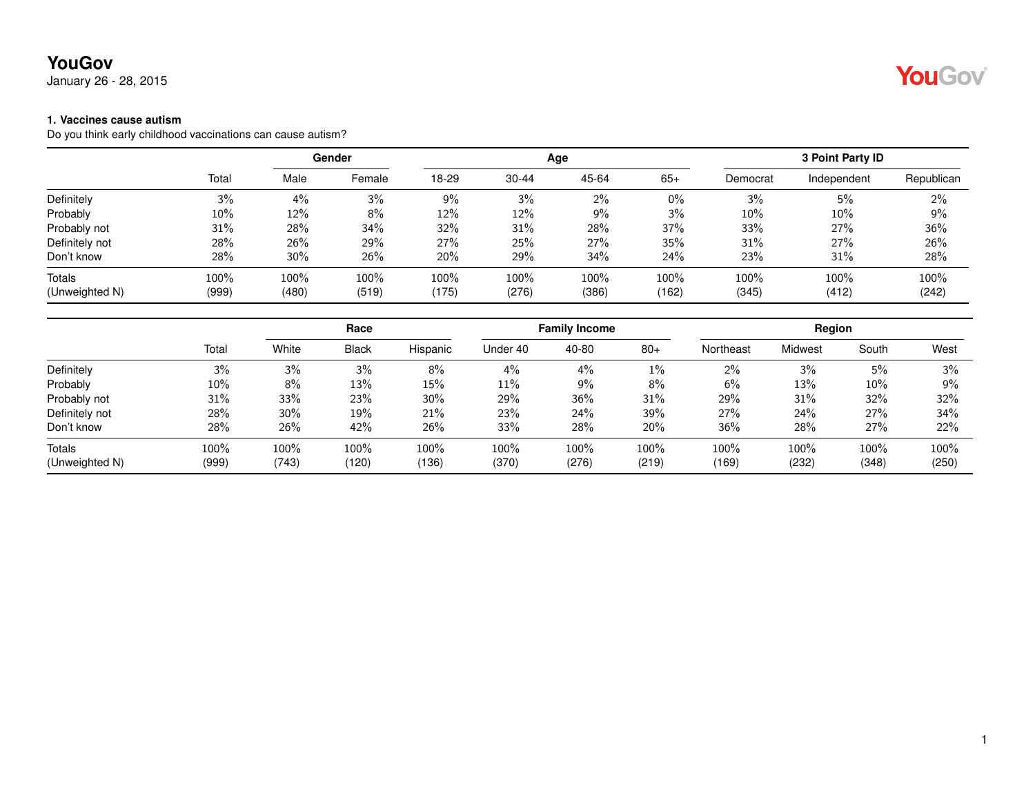# YouGov

January 26 - 28, 2015

### 1. Vaccines cause autism

Do you think early childhood vaccinations can cause autism?

| | Total | Gender | | Age | | | | 3 Point Party ID | | |
|---|---|---|---|---|---|---|---|---|---|---|
| | | Male | Female | 18-29 | 30-44 | 45-64 | 65+ | Democrat | Independent | Republican |
| Definitely | 3% | 4% | 3% | 9% | 3% | 2% | 0% | 3% | 5% | 2% |
| Probably | 10% | 12% | 8% | 12% | 12% | 9% | 3% | 10% | 10% | 9% |
| Probably not | 31% | 28% | 34% | 32% | 31% | 28% | 37% | 33% | 27% | 36% |
| Definitely not | 28% | 26% | 29% | 27% | 25% | 27% | 35% | 31% | 27% | 26% |
| Don't know | 28% | 30% | 26% | 20% | 29% | 34% | 24% | 23% | 31% | 28% |
| Totals | 100% | 100% | 100% | 100% | 100% | 100% | 100% | 100% | 100% | 100% |
| (Unweighted N) | (999) | (480) | (519) | (175) | (276) | (386) | (162) | (345) | (412) | (242) |

| | Total | Race | | | Family Income | | | Region | | | |
|---|---|---|---|---|---|---|---|---|---|---|---|
| | | White | Black | Hispanic | Under 40 | 40-80 | 80+ | Northeast | Midwest | South | West |
| Definitely | 3% | 3% | 3% | 8% | 4% | 4% | 1% | 2% | 3% | 5% | 3% |
| Probably | 10% | 8% | 13% | 15% | 11% | 9% | 8% | 6% | 13% | 10% | 9% |
| Probably not | 31% | 33% | 23% | 30% | 29% | 36% | 31% | 29% | 31% | 32% | 32% |
| Definitely not | 28% | 30% | 19% | 21% | 23% | 24% | 39% | 27% | 24% | 27% | 34% |
| Don't know | 28% | 26% | 42% | 26% | 33% | 28% | 20% | 36% | 28% | 27% | 22% |
| Totals | 100% | 100% | 100% | 100% | 100% | 100% | 100% | 100% | 100% | 100% | 100% |
| (Unweighted N) | (999) | (743) | (120) | (136) | (370) | (276) | (219) | (169) | (232) | (348) | (250) |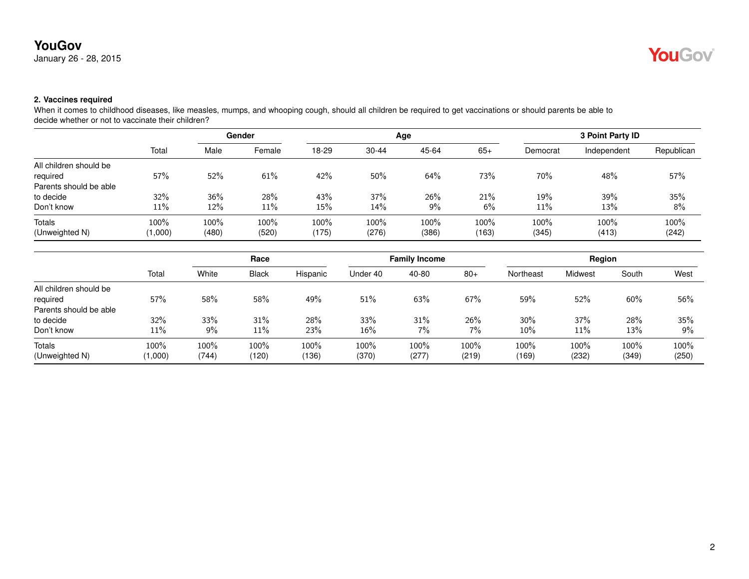**2. Vaccines required**

When it comes to childhood diseases, like measles, mumps, and whooping cough, should all children be required to get vaccinations or should parents be able to decide whether or not to vaccinate their children?

| | Total | Gender | | Age | | | | 3 Point Party ID | | |
|---|---|---|---|---|---|---|---|---|---|---|
| | | Male | Female | 18-29 | 30-44 | 45-64 | 65+ | Democrat | Independent | Republican |
| All children should be required | 57% | 52% | 61% | 42% | 50% | 64% | 73% | 70% | 48% | 57% |
| Parents should be able to decide | 32% | 36% | 28% | 43% | 37% | 26% | 21% | 19% | 39% | 35% |
| Don't know | 11% | 12% | 11% | 15% | 14% | 9% | 6% | 11% | 13% | 8% |
| Totals | 100% | 100% | 100% | 100% | 100% | 100% | 100% | 100% | 100% | 100% |
| (Unweighted N) | (1,000) | (480) | (520) | (175) | (276) | (386) | (163) | (345) | (413) | (242) |

| | Total | Race | | | Family Income | | | Region | | | |
|---|---|---|---|---|---|---|---|---|---|---|---|
| | | White | Black | Hispanic | Under 40 | 40-80 | 80+ | Northeast | Midwest | South | West |
| All children should be required | 57% | 58% | 58% | 49% | 51% | 63% | 67% | 59% | 52% | 60% | 56% |
| Parents should be able to decide | 32% | 33% | 31% | 28% | 33% | 31% | 26% | 30% | 37% | 28% | 35% |
| Don't know | 11% | 9% | 11% | 23% | 16% | 7% | 7% | 10% | 11% | 13% | 9% |
| Totals | 100% | 100% | 100% | 100% | 100% | 100% | 100% | 100% | 100% | 100% | 100% |
| (Unweighted N) | (1,000) | (744) | (120) | (136) | (370) | (277) | (219) | (169) | (232) | (349) | (250) |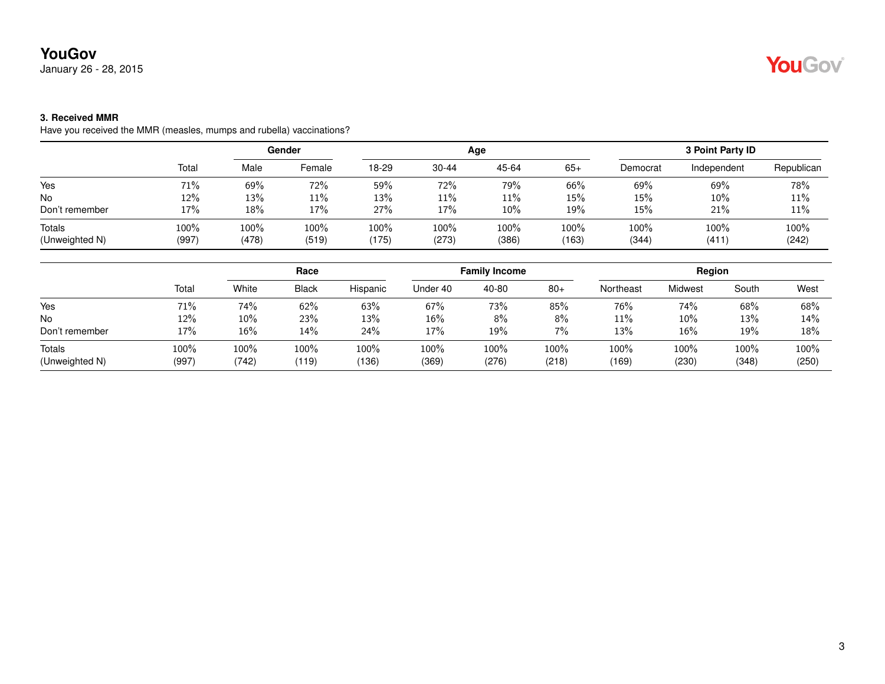**3. Received MMR**

Have you received the MMR (measles, mumps and rubella) vaccinations?

| | Total | Gender | | Age | | | | 3 Point Party ID | | |
|---|---|---|---|---|---|---|---|---|---|---|
| | | Male | Female | 18-29 | 30-44 | 45-64 | 65+ | Democrat | Independent | Republican |
| Yes | 71% | 69% | 72% | 59% | 72% | 79% | 66% | 69% | 69% | 78% |
| No | 12% | 13% | 11% | 13% | 11% | 11% | 15% | 15% | 10% | 11% |
| Don't remember | 17% | 18% | 17% | 27% | 17% | 10% | 19% | 15% | 21% | 11% |
| Totals | 100% | 100% | 100% | 100% | 100% | 100% | 100% | 100% | 100% | 100% |
| (Unweighted N) | (997) | (478) | (519) | (175) | (273) | (386) | (163) | (344) | (411) | (242) |

| | Total | Race | | | Family Income | | | Region | | | |
|---|---|---|---|---|---|---|---|---|---|---|---|
| | | White | Black | Hispanic | Under 40 | 40-80 | 80+ | Northeast | Midwest | South | West |
| Yes | 71% | 74% | 62% | 63% | 67% | 73% | 85% | 76% | 74% | 68% | 68% |
| No | 12% | 10% | 23% | 13% | 16% | 8% | 8% | 11% | 10% | 13% | 14% |
| Don't remember | 17% | 16% | 14% | 24% | 17% | 19% | 7% | 13% | 16% | 19% | 18% |
| Totals | 100% | 100% | 100% | 100% | 100% | 100% | 100% | 100% | 100% | 100% | 100% |
| (Unweighted N) | (997) | (742) | (119) | (136) | (369) | (276) | (218) | (169) | (230) | (348) | (250) |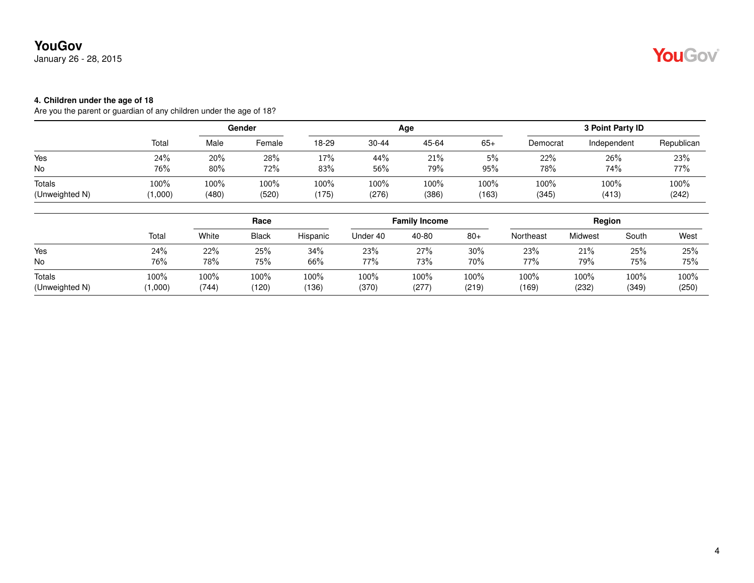**4. Children under the age of 18**

Are you the parent or guardian of any children under the age of 18?

| | | Gender | | Age | | | | 3 Point Party ID | | |
|---|---|---|---|---|---|---|---|---|---|---|
| | Total | Male | Female | 18-29 | 30-44 | 45-64 | 65+ | Democrat | Independent | Republican |
| Yes | 24% | 20% | 28% | 17% | 44% | 21% | 5% | 22% | 26% | 23% |
| No | 76% | 80% | 72% | 83% | 56% | 79% | 95% | 78% | 74% | 77% |
| Totals | 100% | 100% | 100% | 100% | 100% | 100% | 100% | 100% | 100% | 100% |
| (Unweighted N) | (1,000) | (480) | (520) | (175) | (276) | (386) | (163) | (345) | (413) | (242) |

| | | Race | | | Family Income | | | Region | | | |
|---|---|---|---|---|---|---|---|---|---|---|---|
| | Total | White | Black | Hispanic | Under 40 | 40-80 | 80+ | Northeast | Midwest | South | West |
| Yes | 24% | 22% | 25% | 34% | 23% | 27% | 30% | 23% | 21% | 25% | 25% |
| No | 76% | 78% | 75% | 66% | 77% | 73% | 70% | 77% | 79% | 75% | 75% |
| Totals | 100% | 100% | 100% | 100% | 100% | 100% | 100% | 100% | 100% | 100% | 100% |
| (Unweighted N) | (1,000) | (744) | (120) | (136) | (370) | (277) | (219) | (169) | (232) | (349) | (250) |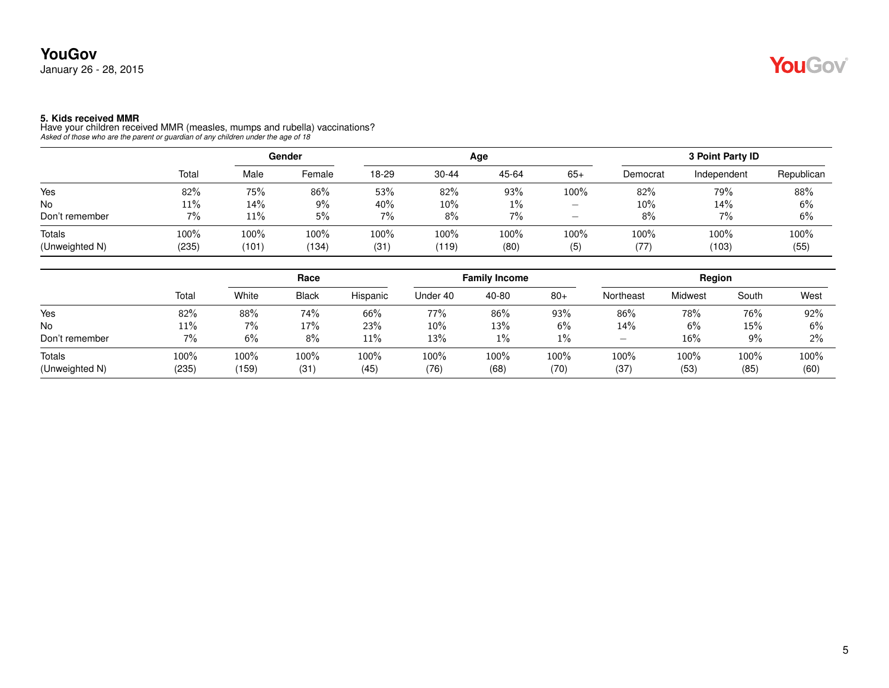### 5. Kids received MMR

Have your children received MMR (measles, mumps and rubella) vaccinations?

*Asked of those who are the parent or guardian of any children under the age of 18*

| | | Gender | | Age | | | | 3 Point Party ID | | |
|---|---|---|---|---|---|---|---|---|---|---|
| | Total | Male | Female | 18-29 | 30-44 | 45-64 | 65+ | Democrat | Independent | Republican |
| Yes | 82% | 75% | 86% | 53% | 82% | 93% | 100% | 82% | 79% | 88% |
| No | 11% | 14% | 9% | 40% | 10% | 1% | – | 10% | 14% | 6% |
| Don't remember | 7% | 11% | 5% | 7% | 8% | 7% | – | 8% | 7% | 6% |
| Totals | 100% | 100% | 100% | 100% | 100% | 100% | 100% | 100% | 100% | 100% |
| (Unweighted N) | (235) | (101) | (134) | (31) | (119) | (80) | (5) | (77) | (103) | (55) |

| | | Race | | | Family Income | | | Region | | | |
|---|---|---|---|---|---|---|---|---|---|---|---|
| | Total | White | Black | Hispanic | Under 40 | 40-80 | 80+ | Northeast | Midwest | South | West |
| Yes | 82% | 88% | 74% | 66% | 77% | 86% | 93% | 86% | 78% | 76% | 92% |
| No | 11% | 7% | 17% | 23% | 10% | 13% | 6% | 14% | 6% | 15% | 6% |
| Don't remember | 7% | 6% | 8% | 11% | 13% | 1% | 1% | – | 16% | 9% | 2% |
| Totals | 100% | 100% | 100% | 100% | 100% | 100% | 100% | 100% | 100% | 100% | 100% |
| (Unweighted N) | (235) | (159) | (31) | (45) | (76) | (68) | (70) | (37) | (53) | (85) | (60) |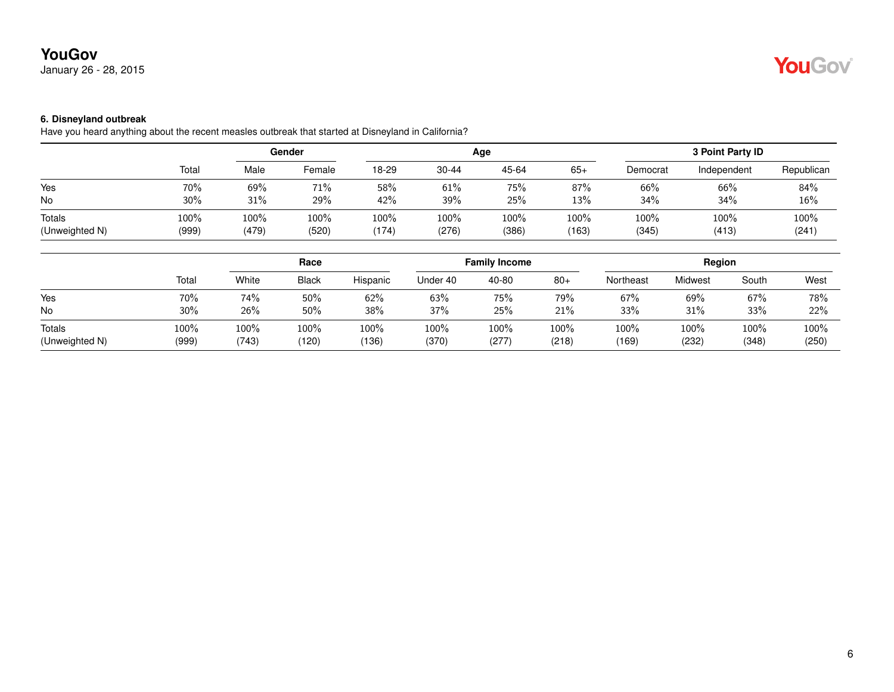YouGov
January 26 - 28, 2015

**6. Disneyland outbreak**

Have you heard anything about the recent measles outbreak that started at Disneyland in California?

| | | Gender | | Age | | | | 3 Point Party ID | | |
|---|---|---|---|---|---|---|---|---|---|---|
| | Total | Male | Female | 18-29 | 30-44 | 45-64 | 65+ | Democrat | Independent | Republican |
| Yes | 70% | 69% | 71% | 58% | 61% | 75% | 87% | 66% | 66% | 84% |
| No | 30% | 31% | 29% | 42% | 39% | 25% | 13% | 34% | 34% | 16% |
| Totals | 100% | 100% | 100% | 100% | 100% | 100% | 100% | 100% | 100% | 100% |
| (Unweighted N) | (999) | (479) | (520) | (174) | (276) | (386) | (163) | (345) | (413) | (241) |

| | | Race | | | Family Income | | | Region | | | |
|---|---|---|---|---|---|---|---|---|---|---|---|
| | Total | White | Black | Hispanic | Under 40 | 40-80 | 80+ | Northeast | Midwest | South | West |
| Yes | 70% | 74% | 50% | 62% | 63% | 75% | 79% | 67% | 69% | 67% | 78% |
| No | 30% | 26% | 50% | 38% | 37% | 25% | 21% | 33% | 31% | 33% | 22% |
| Totals | 100% | 100% | 100% | 100% | 100% | 100% | 100% | 100% | 100% | 100% | 100% |
| (Unweighted N) | (999) | (743) | (120) | (136) | (370) | (277) | (218) | (169) | (232) | (348) | (250) |